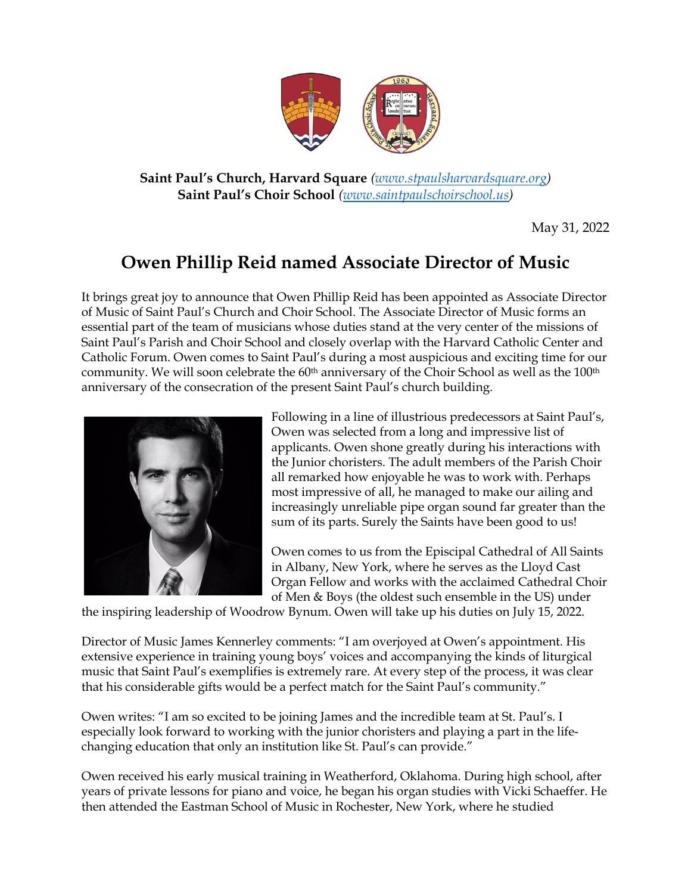**Saint Paul's Church, Harvard Square** *(www.stpaulsharvardsquare.org)*
**Saint Paul's Choir School** *(www.saintpaulschoirschool.us)*

May 31, 2022

# Owen Phillip Reid named Associate Director of Music

It brings great joy to announce that Owen Phillip Reid has been appointed as Associate Director of Music of Saint Paul's Church and Choir School. The Associate Director of Music forms an essential part of the team of musicians whose duties stand at the very center of the missions of Saint Paul's Parish and Choir School and closely overlap with the Harvard Catholic Center and Catholic Forum. Owen comes to Saint Paul's during a most auspicious and exciting time for our community. We will soon celebrate the 60th anniversary of the Choir School as well as the 100th anniversary of the consecration of the present Saint Paul's church building.

Following in a line of illustrious predecessors at Saint Paul's, Owen was selected from a long and impressive list of applicants. Owen shone greatly during his interactions with the Junior choristers. The adult members of the Parish Choir all remarked how enjoyable he was to work with. Perhaps most impressive of all, he managed to make our ailing and increasingly unreliable pipe organ sound far greater than the sum of its parts. Surely the Saints have been good to us!

Owen comes to us from the Episcipal Cathedral of All Saints in Albany, New York, where he serves as the Lloyd Cast Organ Fellow and works with the acclaimed Cathedral Choir of Men & Boys (the oldest such ensemble in the US) under the inspiring leadership of Woodrow Bynum. Owen will take up his duties on July 15, 2022.

Director of Music James Kennerley comments: "I am overjoyed at Owen's appointment. His extensive experience in training young boys' voices and accompanying the kinds of liturgical music that Saint Paul's exemplifies is extremely rare. At every step of the process, it was clear that his considerable gifts would be a perfect match for the Saint Paul's community."

Owen writes: "I am so excited to be joining James and the incredible team at St. Paul's. I especially look forward to working with the junior choristers and playing a part in the life-changing education that only an institution like St. Paul's can provide."

Owen received his early musical training in Weatherford, Oklahoma. During high school, after years of private lessons for piano and voice, he began his organ studies with Vicki Schaeffer. He then attended the Eastman School of Music in Rochester, New York, where he studied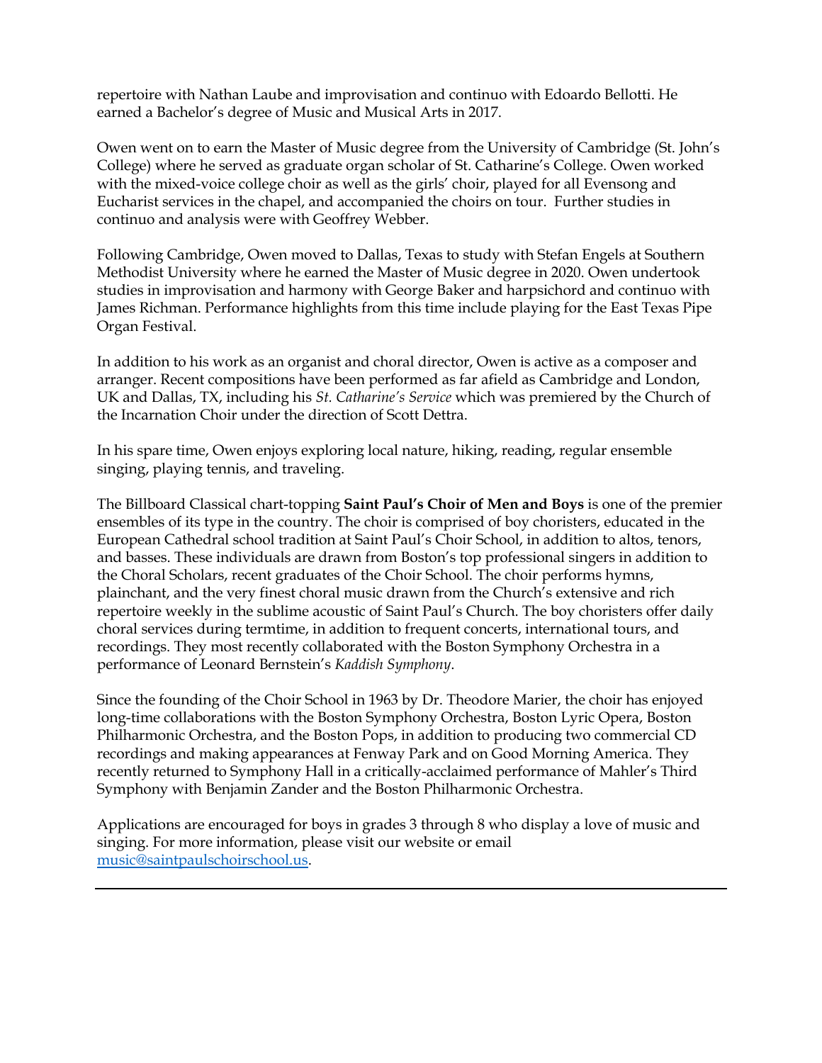repertoire with Nathan Laube and improvisation and continuo with Edoardo Bellotti. He earned a Bachelor's degree of Music and Musical Arts in 2017.

Owen went on to earn the Master of Music degree from the University of Cambridge (St. John's College) where he served as graduate organ scholar of St. Catharine's College. Owen worked with the mixed-voice college choir as well as the girls' choir, played for all Evensong and Eucharist services in the chapel, and accompanied the choirs on tour. Further studies in continuo and analysis were with Geoffrey Webber.

Following Cambridge, Owen moved to Dallas, Texas to study with Stefan Engels at Southern Methodist University where he earned the Master of Music degree in 2020. Owen undertook studies in improvisation and harmony with George Baker and harpsichord and continuo with James Richman. Performance highlights from this time include playing for the East Texas Pipe Organ Festival.

In addition to his work as an organist and choral director, Owen is active as a composer and arranger. Recent compositions have been performed as far afield as Cambridge and London, UK and Dallas, TX, including his *St. Catharine's Service* which was premiered by the Church of the Incarnation Choir under the direction of Scott Dettra.

In his spare time, Owen enjoys exploring local nature, hiking, reading, regular ensemble singing, playing tennis, and traveling.

The Billboard Classical chart-topping **Saint Paul's Choir of Men and Boys** is one of the premier ensembles of its type in the country. The choir is comprised of boy choristers, educated in the European Cathedral school tradition at Saint Paul's Choir School, in addition to altos, tenors, and basses. These individuals are drawn from Boston's top professional singers in addition to the Choral Scholars, recent graduates of the Choir School. The choir performs hymns, plainchant, and the very finest choral music drawn from the Church's extensive and rich repertoire weekly in the sublime acoustic of Saint Paul's Church. The boy choristers offer daily choral services during termtime, in addition to frequent concerts, international tours, and recordings. They most recently collaborated with the Boston Symphony Orchestra in a performance of Leonard Bernstein's *Kaddish Symphony*.

Since the founding of the Choir School in 1963 by Dr. Theodore Marier, the choir has enjoyed long-time collaborations with the Boston Symphony Orchestra, Boston Lyric Opera, Boston Philharmonic Orchestra, and the Boston Pops, in addition to producing two commercial CD recordings and making appearances at Fenway Park and on Good Morning America. They recently returned to Symphony Hall in a critically-acclaimed performance of Mahler's Third Symphony with Benjamin Zander and the Boston Philharmonic Orchestra.

Applications are encouraged for boys in grades 3 through 8 who display a love of music and singing. For more information, please visit our website or email [music@saintpaulschoirschool.us](mailto:music@saintpaulschoirschool.us).

---